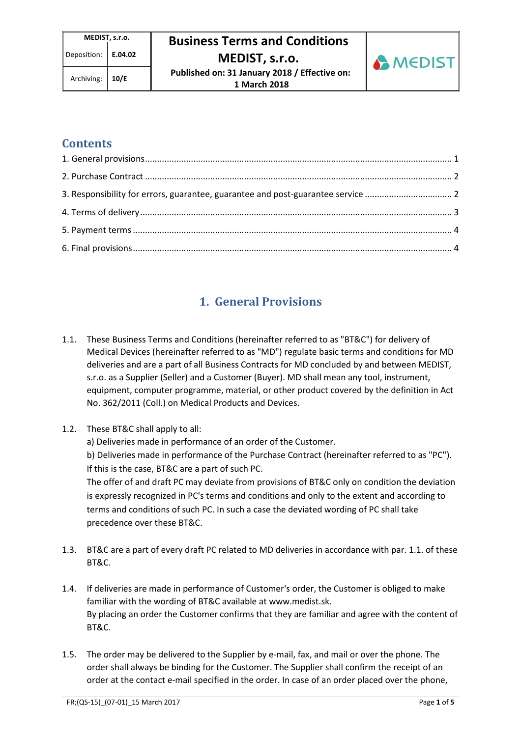| MEDIST, s.r.o. | | Business Terms and Conditions MEDIST, s.r.o. | MEDIST |
| --- | --- | --- | --- |
| Deposition: | E.04.02 | Published on: 31 January 2018 / Effective on: 1 March 2018 | |
| Archiving: | 10/E | | |

## Contents

1. General provisions ..... 1
2. Purchase Contract ..... 2
3. Responsibility for errors, guarantee, guarantee and post-guarantee service ..... 2
4. Terms of delivery ..... 3
5. Payment terms ..... 4
6. Final provisions ..... 4

# 1. General Provisions

1.1. These Business Terms and Conditions (hereinafter referred to as "BT&C") for delivery of Medical Devices (hereinafter referred to as "MD") regulate basic terms and conditions for MD deliveries and are a part of all Business Contracts for MD concluded by and between MEDIST, s.r.o. as a Supplier (Seller) and a Customer (Buyer). MD shall mean any tool, instrument, equipment, computer programme, material, or other product covered by the definition in Act No. 362/2011 (Coll.) on Medical Products and Devices.

1.2. These BT&C shall apply to all:
a) Deliveries made in performance of an order of the Customer.
b) Deliveries made in performance of the Purchase Contract (hereinafter referred to as "PC"). If this is the case, BT&C are a part of such PC.
The offer of and draft PC may deviate from provisions of BT&C only on condition the deviation is expressly recognized in PC's terms and conditions and only to the extent and according to terms and conditions of such PC. In such a case the deviated wording of PC shall take precedence over these BT&C.

1.3. BT&C are a part of every draft PC related to MD deliveries in accordance with par. 1.1. of these BT&C.

1.4. If deliveries are made in performance of Customer's order, the Customer is obliged to make familiar with the wording of BT&C available at www.medist.sk.
By placing an order the Customer confirms that they are familiar and agree with the content of BT&C.

1.5. The order may be delivered to the Supplier by e-mail, fax, and mail or over the phone. The order shall always be binding for the Customer. The Supplier shall confirm the receipt of an order at the contact e-mail specified in the order. In case of an order placed over the phone,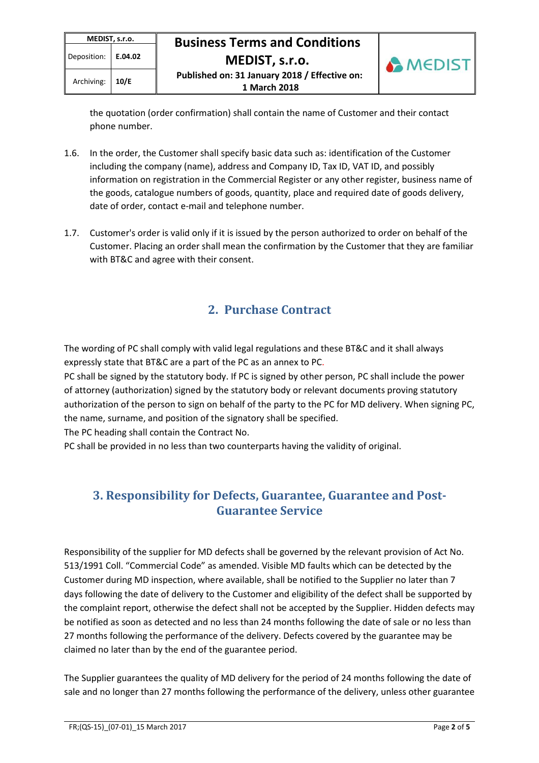the quotation (order confirmation) shall contain the name of Customer and their contact phone number.

1.6. In the order, the Customer shall specify basic data such as: identification of the Customer including the company (name), address and Company ID, Tax ID, VAT ID, and possibly information on registration in the Commercial Register or any other register, business name of the goods, catalogue numbers of goods, quantity, place and required date of goods delivery, date of order, contact e-mail and telephone number.

1.7. Customer's order is valid only if it is issued by the person authorized to order on behalf of the Customer. Placing an order shall mean the confirmation by the Customer that they are familiar with BT&C and agree with their consent.

## 2. Purchase Contract

The wording of PC shall comply with valid legal regulations and these BT&C and it shall always expressly state that BT&C are a part of the PC as an annex to PC.
PC shall be signed by the statutory body. If PC is signed by other person, PC shall include the power of attorney (authorization) signed by the statutory body or relevant documents proving statutory authorization of the person to sign on behalf of the party to the PC for MD delivery. When signing PC, the name, surname, and position of the signatory shall be specified.
The PC heading shall contain the Contract No.
PC shall be provided in no less than two counterparts having the validity of original.

## 3. Responsibility for Defects, Guarantee, Guarantee and Post-Guarantee Service

Responsibility of the supplier for MD defects shall be governed by the relevant provision of Act No. 513/1991 Coll. "Commercial Code" as amended. Visible MD faults which can be detected by the Customer during MD inspection, where available, shall be notified to the Supplier no later than 7 days following the date of delivery to the Customer and eligibility of the defect shall be supported by the complaint report, otherwise the defect shall not be accepted by the Supplier. Hidden defects may be notified as soon as detected and no less than 24 months following the date of sale or no less than 27 months following the performance of the delivery. Defects covered by the guarantee may be claimed no later than by the end of the guarantee period.

The Supplier guarantees the quality of MD delivery for the period of 24 months following the date of sale and no longer than 27 months following the performance of the delivery, unless other guarantee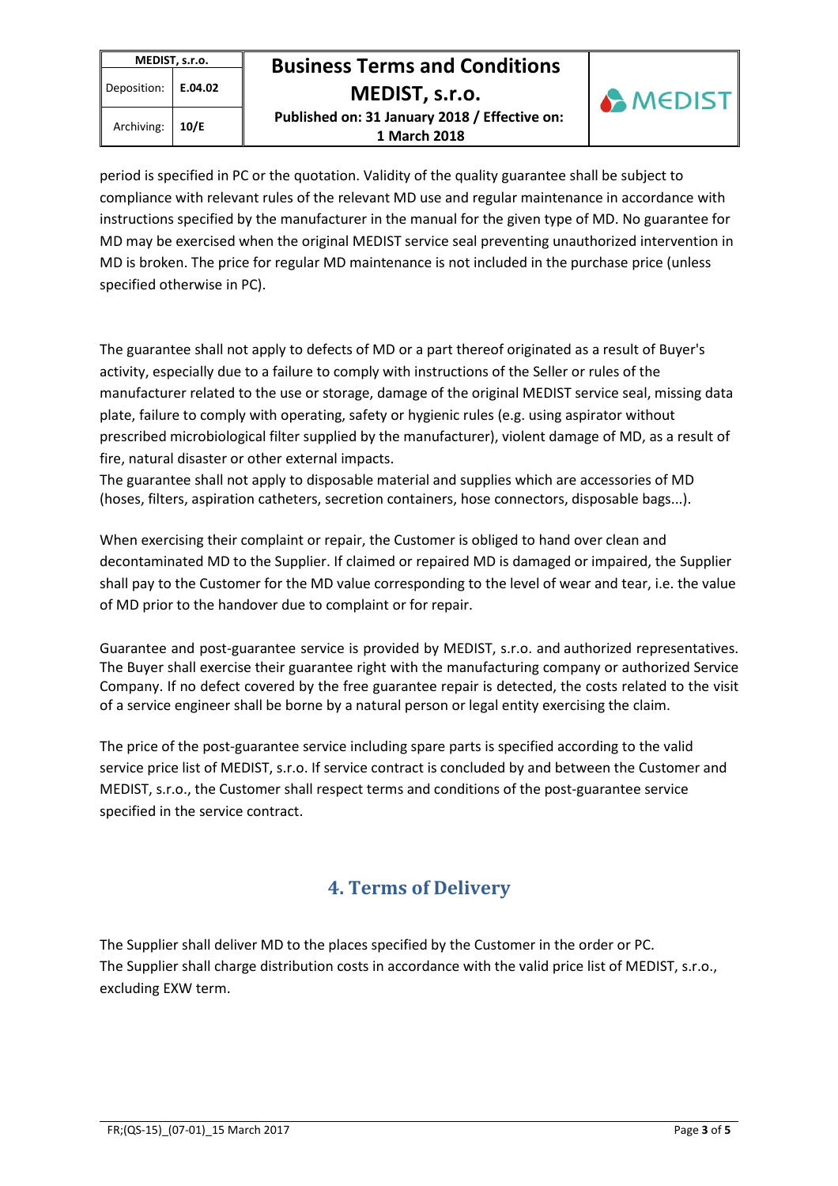period is specified in PC or the quotation. Validity of the quality guarantee shall be subject to compliance with relevant rules of the relevant MD use and regular maintenance in accordance with instructions specified by the manufacturer in the manual for the given type of MD. No guarantee for MD may be exercised when the original MEDIST service seal preventing unauthorized intervention in MD is broken. The price for regular MD maintenance is not included in the purchase price (unless specified otherwise in PC).

The guarantee shall not apply to defects of MD or a part thereof originated as a result of Buyer's activity, especially due to a failure to comply with instructions of the Seller or rules of the manufacturer related to the use or storage, damage of the original MEDIST service seal, missing data plate, failure to comply with operating, safety or hygienic rules (e.g. using aspirator without prescribed microbiological filter supplied by the manufacturer), violent damage of MD, as a result of fire, natural disaster or other external impacts.
The guarantee shall not apply to disposable material and supplies which are accessories of MD (hoses, filters, aspiration catheters, secretion containers, hose connectors, disposable bags...).

When exercising their complaint or repair, the Customer is obliged to hand over clean and decontaminated MD to the Supplier. If claimed or repaired MD is damaged or impaired, the Supplier shall pay to the Customer for the MD value corresponding to the level of wear and tear, i.e. the value of MD prior to the handover due to complaint or for repair.

Guarantee and post-guarantee service is provided by MEDIST, s.r.o. and authorized representatives. The Buyer shall exercise their guarantee right with the manufacturing company or authorized Service Company. If no defect covered by the free guarantee repair is detected, the costs related to the visit of a service engineer shall be borne by a natural person or legal entity exercising the claim.

The price of the post-guarantee service including spare parts is specified according to the valid service price list of MEDIST, s.r.o. If service contract is concluded by and between the Customer and MEDIST, s.r.o., the Customer shall respect terms and conditions of the post-guarantee service specified in the service contract.

## 4. Terms of Delivery

The Supplier shall deliver MD to the places specified by the Customer in the order or PC.
The Supplier shall charge distribution costs in accordance with the valid price list of MEDIST, s.r.o., excluding EXW term.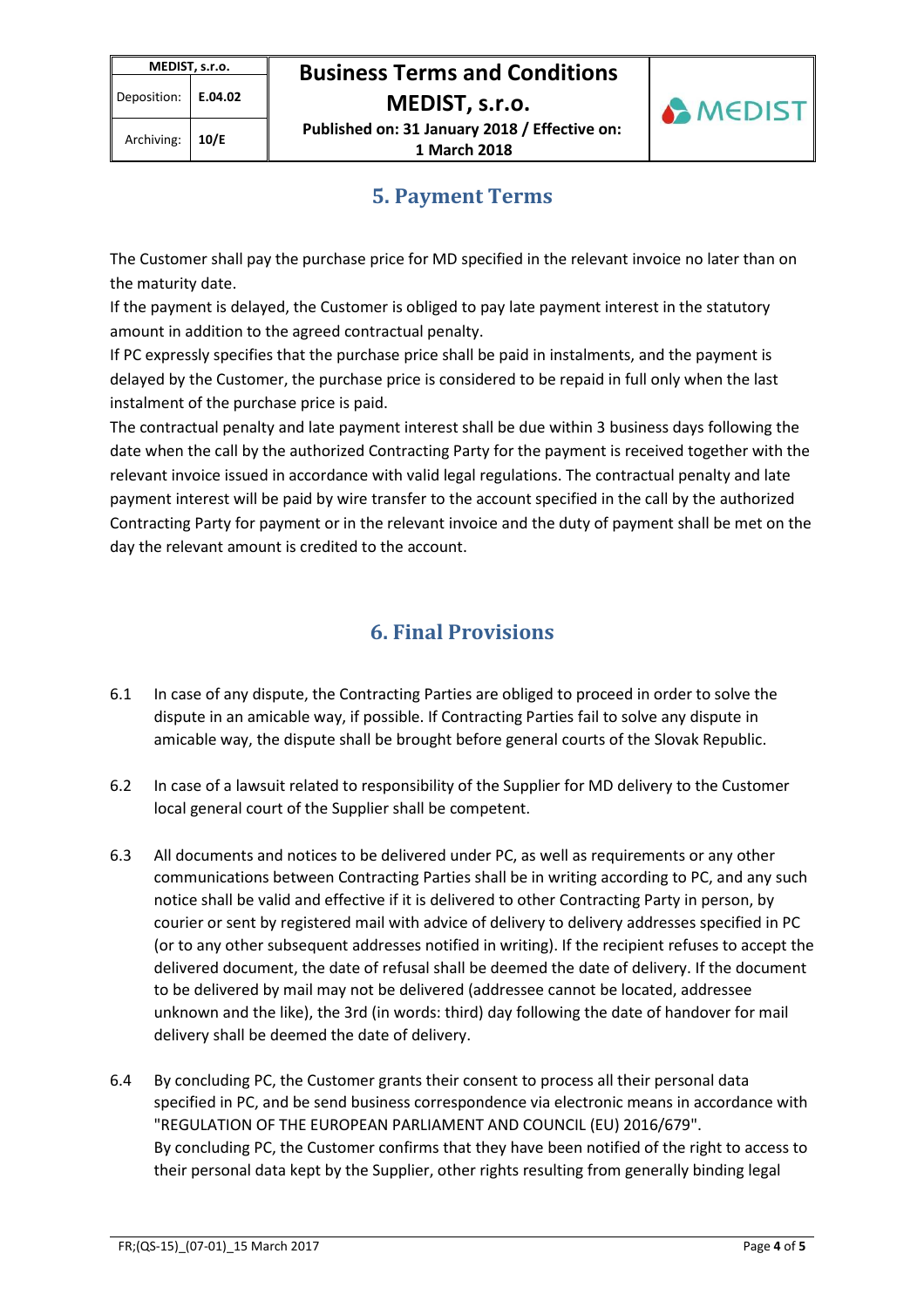## 5. Payment Terms

The Customer shall pay the purchase price for MD specified in the relevant invoice no later than on the maturity date.
If the payment is delayed, the Customer is obliged to pay late payment interest in the statutory amount in addition to the agreed contractual penalty.
If PC expressly specifies that the purchase price shall be paid in instalments, and the payment is delayed by the Customer, the purchase price is considered to be repaid in full only when the last instalment of the purchase price is paid.
The contractual penalty and late payment interest shall be due within 3 business days following the date when the call by the authorized Contracting Party for the payment is received together with the relevant invoice issued in accordance with valid legal regulations. The contractual penalty and late payment interest will be paid by wire transfer to the account specified in the call by the authorized Contracting Party for payment or in the relevant invoice and the duty of payment shall be met on the day the relevant amount is credited to the account.

## 6. Final Provisions

6.1 In case of any dispute, the Contracting Parties are obliged to proceed in order to solve the dispute in an amicable way, if possible. If Contracting Parties fail to solve any dispute in amicable way, the dispute shall be brought before general courts of the Slovak Republic.

6.2 In case of a lawsuit related to responsibility of the Supplier for MD delivery to the Customer local general court of the Supplier shall be competent.

6.3 All documents and notices to be delivered under PC, as well as requirements or any other communications between Contracting Parties shall be in writing according to PC, and any such notice shall be valid and effective if it is delivered to other Contracting Party in person, by courier or sent by registered mail with advice of delivery to delivery addresses specified in PC (or to any other subsequent addresses notified in writing). If the recipient refuses to accept the delivered document, the date of refusal shall be deemed the date of delivery. If the document to be delivered by mail may not be delivered (addressee cannot be located, addressee unknown and the like), the 3rd (in words: third) day following the date of handover for mail delivery shall be deemed the date of delivery.

6.4 By concluding PC, the Customer grants their consent to process all their personal data specified in PC, and be send business correspondence via electronic means in accordance with "REGULATION OF THE EUROPEAN PARLIAMENT AND COUNCIL (EU) 2016/679".
By concluding PC, the Customer confirms that they have been notified of the right to access to their personal data kept by the Supplier, other rights resulting from generally binding legal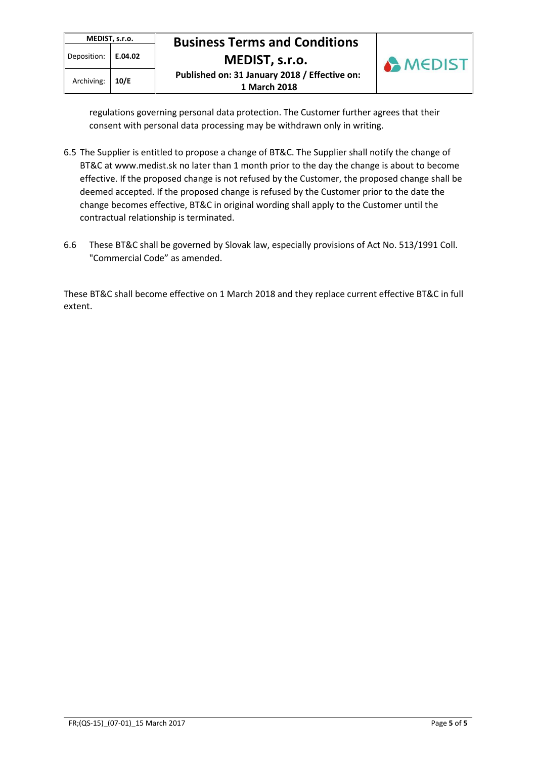regulations governing personal data protection. The Customer further agrees that their consent with personal data processing may be withdrawn only in writing.

6.5 The Supplier is entitled to propose a change of BT&C. The Supplier shall notify the change of BT&C at www.medist.sk no later than 1 month prior to the day the change is about to become effective. If the proposed change is not refused by the Customer, the proposed change shall be deemed accepted. If the proposed change is refused by the Customer prior to the date the change becomes effective, BT&C in original wording shall apply to the Customer until the contractual relationship is terminated.

6.6 These BT&C shall be governed by Slovak law, especially provisions of Act No. 513/1991 Coll. "Commercial Code" as amended.

These BT&C shall become effective on 1 March 2018 and they replace current effective BT&C in full extent.